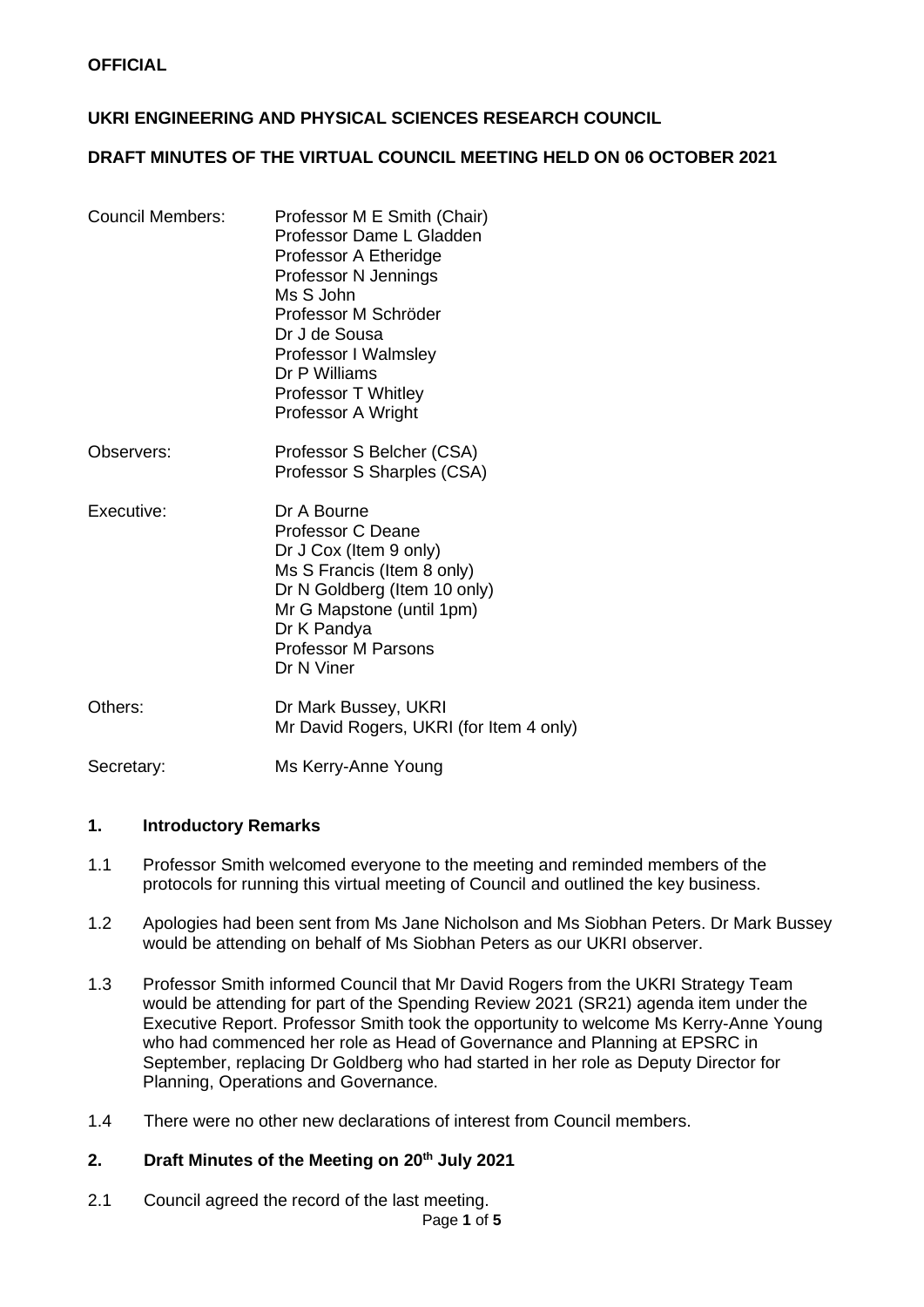**OFFICIAL**

**UKRI ENGINEERING AND PHYSICAL SCIENCES RESEARCH COUNCIL**

**DRAFT MINUTES OF THE VIRTUAL COUNCIL MEETING HELD ON 06 OCTOBER 2021**

| | |
|---|---|
| Council Members: | Professor M E Smith (Chair)<br>Professor Dame L Gladden<br>Professor A Etheridge<br>Professor N Jennings<br>Ms S John<br>Professor M Schröder<br>Dr J de Sousa<br>Professor I Walmsley<br>Dr P Williams<br>Professor T Whitley<br>Professor A Wright |
| Observers: | Professor S Belcher (CSA)<br>Professor S Sharples (CSA) |
| Executive: | Dr A Bourne<br>Professor C Deane<br>Dr J Cox (Item 9 only)<br>Ms S Francis (Item 8 only)<br>Dr N Goldberg (Item 10 only)<br>Mr G Mapstone (until 1pm)<br>Dr K Pandya<br>Professor M Parsons<br>Dr N Viner |
| Others: | Dr Mark Bussey, UKRI<br>Mr David Rogers, UKRI (for Item 4 only) |
| Secretary: | Ms Kerry-Anne Young |

## 1. Introductory Remarks

1.1 Professor Smith welcomed everyone to the meeting and reminded members of the protocols for running this virtual meeting of Council and outlined the key business.

1.2 Apologies had been sent from Ms Jane Nicholson and Ms Siobhan Peters. Dr Mark Bussey would be attending on behalf of Ms Siobhan Peters as our UKRI observer.

1.3 Professor Smith informed Council that Mr David Rogers from the UKRI Strategy Team would be attending for part of the Spending Review 2021 (SR21) agenda item under the Executive Report. Professor Smith took the opportunity to welcome Ms Kerry-Anne Young who had commenced her role as Head of Governance and Planning at EPSRC in September, replacing Dr Goldberg who had started in her role as Deputy Director for Planning, Operations and Governance.

1.4 There were no other new declarations of interest from Council members.

## 2. Draft Minutes of the Meeting on 20th July 2021

2.1 Council agreed the record of the last meeting.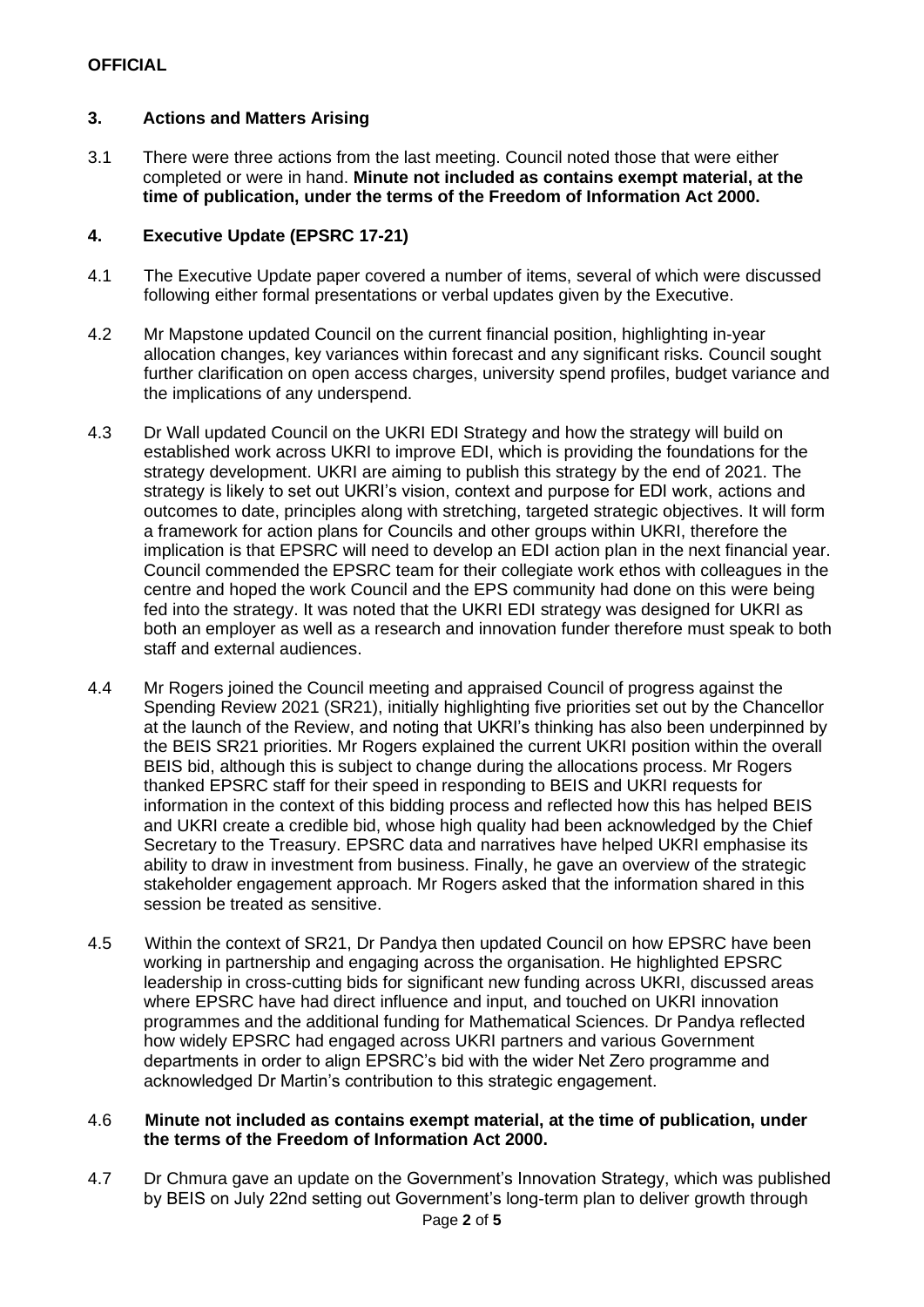## 3. Actions and Matters Arising

3.1 There were three actions from the last meeting. Council noted those that were either completed or were in hand. **Minute not included as contains exempt material, at the time of publication, under the terms of the Freedom of Information Act 2000.**

## 4. Executive Update (EPSRC 17-21)

4.1 The Executive Update paper covered a number of items, several of which were discussed following either formal presentations or verbal updates given by the Executive.

4.2 Mr Mapstone updated Council on the current financial position, highlighting in-year allocation changes, key variances within forecast and any significant risks. Council sought further clarification on open access charges, university spend profiles, budget variance and the implications of any underspend.

4.3 Dr Wall updated Council on the UKRI EDI Strategy and how the strategy will build on established work across UKRI to improve EDI, which is providing the foundations for the strategy development. UKRI are aiming to publish this strategy by the end of 2021. The strategy is likely to set out UKRI's vision, context and purpose for EDI work, actions and outcomes to date, principles along with stretching, targeted strategic objectives. It will form a framework for action plans for Councils and other groups within UKRI, therefore the implication is that EPSRC will need to develop an EDI action plan in the next financial year. Council commended the EPSRC team for their collegiate work ethos with colleagues in the centre and hoped the work Council and the EPS community had done on this were being fed into the strategy. It was noted that the UKRI EDI strategy was designed for UKRI as both an employer as well as a research and innovation funder therefore must speak to both staff and external audiences.

4.4 Mr Rogers joined the Council meeting and appraised Council of progress against the Spending Review 2021 (SR21), initially highlighting five priorities set out by the Chancellor at the launch of the Review, and noting that UKRI's thinking has also been underpinned by the BEIS SR21 priorities. Mr Rogers explained the current UKRI position within the overall BEIS bid, although this is subject to change during the allocations process. Mr Rogers thanked EPSRC staff for their speed in responding to BEIS and UKRI requests for information in the context of this bidding process and reflected how this has helped BEIS and UKRI create a credible bid, whose high quality had been acknowledged by the Chief Secretary to the Treasury. EPSRC data and narratives have helped UKRI emphasise its ability to draw in investment from business. Finally, he gave an overview of the strategic stakeholder engagement approach. Mr Rogers asked that the information shared in this session be treated as sensitive.

4.5 Within the context of SR21, Dr Pandya then updated Council on how EPSRC have been working in partnership and engaging across the organisation. He highlighted EPSRC leadership in cross-cutting bids for significant new funding across UKRI, discussed areas where EPSRC have had direct influence and input, and touched on UKRI innovation programmes and the additional funding for Mathematical Sciences. Dr Pandya reflected how widely EPSRC had engaged across UKRI partners and various Government departments in order to align EPSRC's bid with the wider Net Zero programme and acknowledged Dr Martin's contribution to this strategic engagement.

4.6 **Minute not included as contains exempt material, at the time of publication, under the terms of the Freedom of Information Act 2000.**

4.7 Dr Chmura gave an update on the Government's Innovation Strategy, which was published by BEIS on July 22nd setting out Government's long-term plan to deliver growth through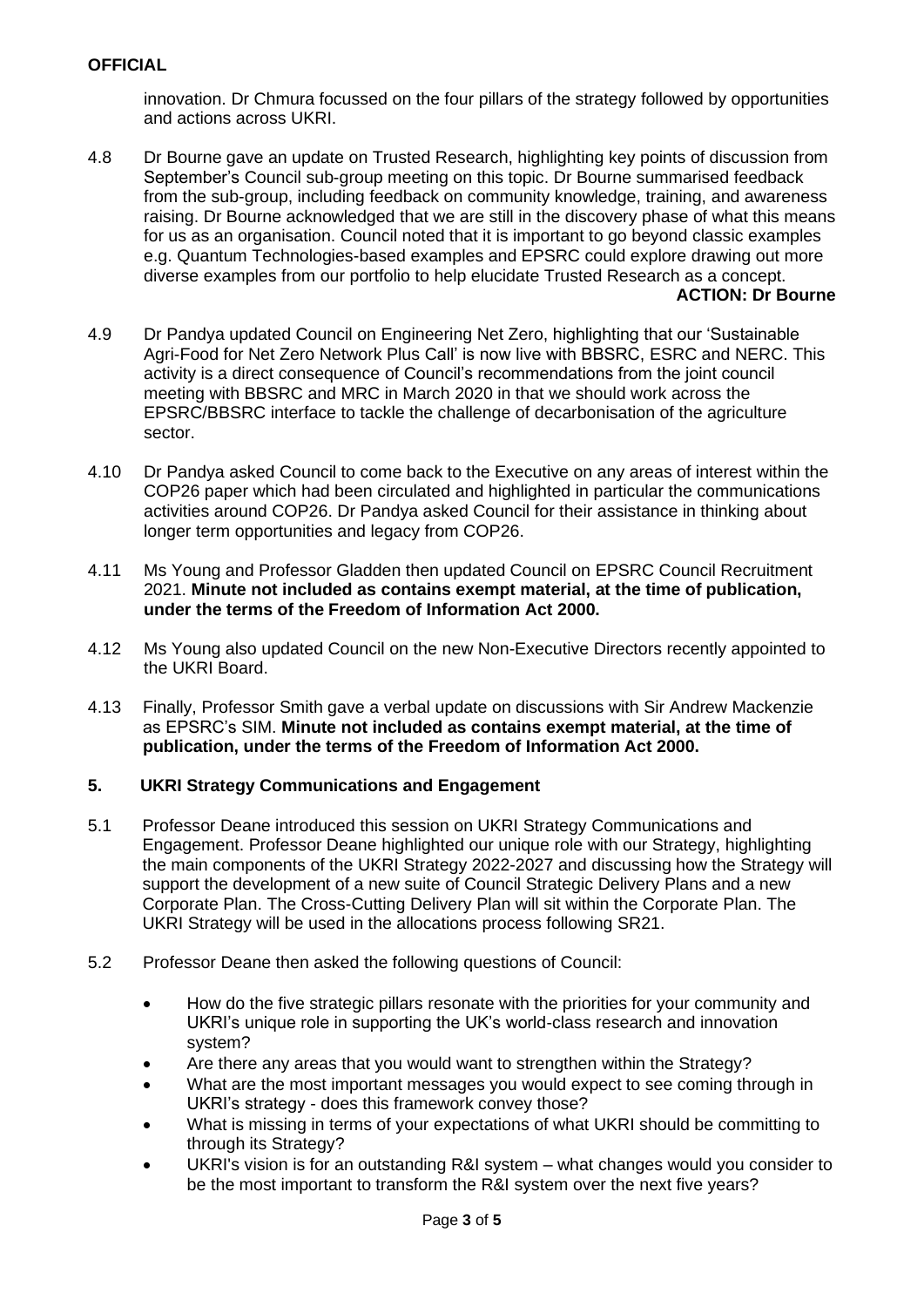innovation. Dr Chmura focussed on the four pillars of the strategy followed by opportunities and actions across UKRI.

4.8 Dr Bourne gave an update on Trusted Research, highlighting key points of discussion from September's Council sub-group meeting on this topic. Dr Bourne summarised feedback from the sub-group, including feedback on community knowledge, training, and awareness raising. Dr Bourne acknowledged that we are still in the discovery phase of what this means for us as an organisation. Council noted that it is important to go beyond classic examples e.g. Quantum Technologies-based examples and EPSRC could explore drawing out more diverse examples from our portfolio to help elucidate Trusted Research as a concept.

**ACTION: Dr Bourne**

4.9 Dr Pandya updated Council on Engineering Net Zero, highlighting that our 'Sustainable Agri-Food for Net Zero Network Plus Call' is now live with BBSRC, ESRC and NERC. This activity is a direct consequence of Council's recommendations from the joint council meeting with BBSRC and MRC in March 2020 in that we should work across the EPSRC/BBSRC interface to tackle the challenge of decarbonisation of the agriculture sector.

4.10 Dr Pandya asked Council to come back to the Executive on any areas of interest within the COP26 paper which had been circulated and highlighted in particular the communications activities around COP26. Dr Pandya asked Council for their assistance in thinking about longer term opportunities and legacy from COP26.

4.11 Ms Young and Professor Gladden then updated Council on EPSRC Council Recruitment 2021. **Minute not included as contains exempt material, at the time of publication, under the terms of the Freedom of Information Act 2000.**

4.12 Ms Young also updated Council on the new Non-Executive Directors recently appointed to the UKRI Board.

4.13 Finally, Professor Smith gave a verbal update on discussions with Sir Andrew Mackenzie as EPSRC's SIM. **Minute not included as contains exempt material, at the time of publication, under the terms of the Freedom of Information Act 2000.**

## 5. UKRI Strategy Communications and Engagement

5.1 Professor Deane introduced this session on UKRI Strategy Communications and Engagement. Professor Deane highlighted our unique role with our Strategy, highlighting the main components of the UKRI Strategy 2022-2027 and discussing how the Strategy will support the development of a new suite of Council Strategic Delivery Plans and a new Corporate Plan. The Cross-Cutting Delivery Plan will sit within the Corporate Plan. The UKRI Strategy will be used in the allocations process following SR21.

5.2 Professor Deane then asked the following questions of Council:

- How do the five strategic pillars resonate with the priorities for your community and UKRI's unique role in supporting the UK's world-class research and innovation system?
- Are there any areas that you would want to strengthen within the Strategy?
- What are the most important messages you would expect to see coming through in UKRI's strategy - does this framework convey those?
- What is missing in terms of your expectations of what UKRI should be committing to through its Strategy?
- UKRI's vision is for an outstanding R&I system – what changes would you consider to be the most important to transform the R&I system over the next five years?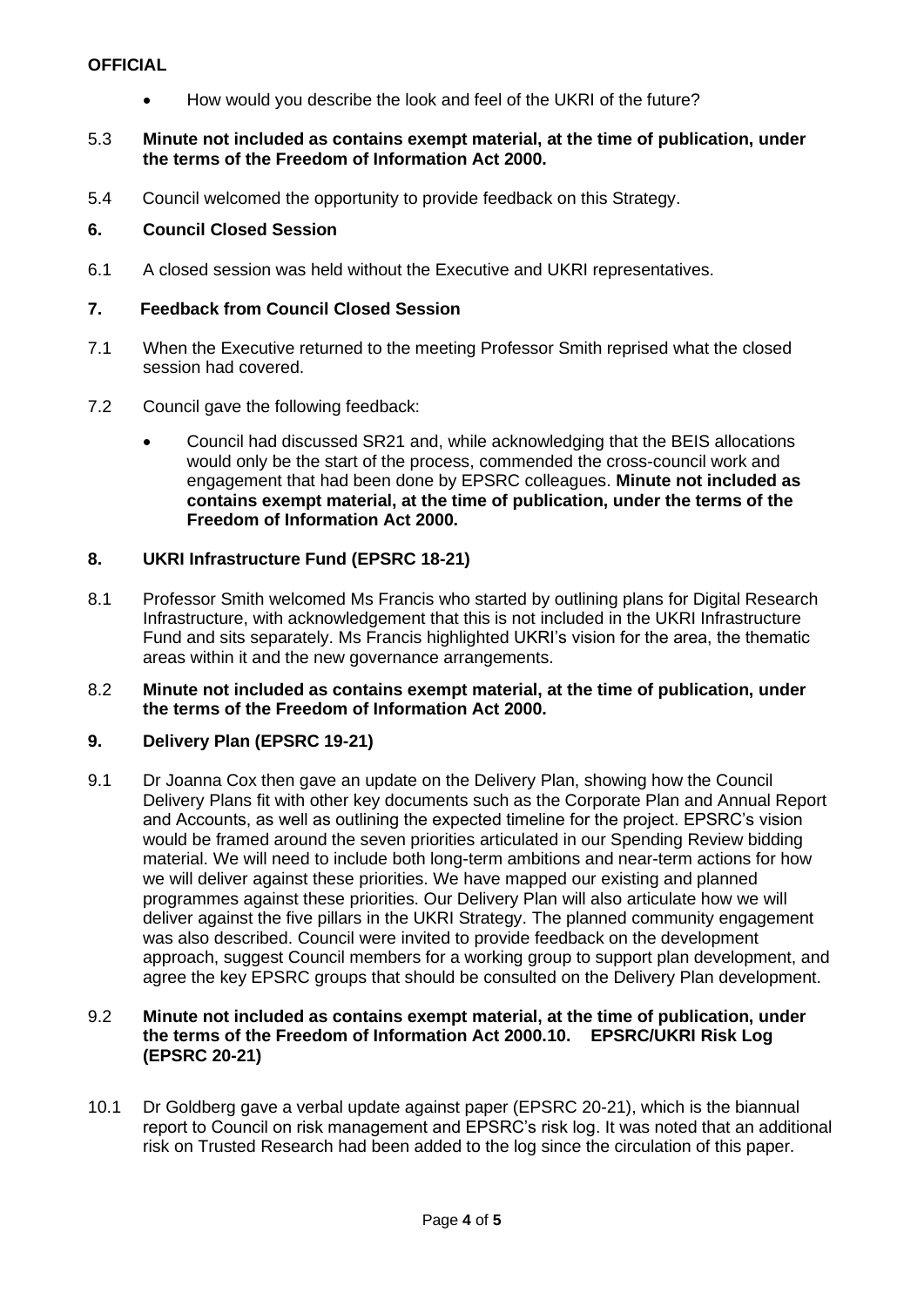**OFFICIAL**

- How would you describe the look and feel of the UKRI of the future?

5.3 **Minute not included as contains exempt material, at the time of publication, under the terms of the Freedom of Information Act 2000.**

5.4 Council welcomed the opportunity to provide feedback on this Strategy.

**6. Council Closed Session**

6.1 A closed session was held without the Executive and UKRI representatives.

**7. Feedback from Council Closed Session**

7.1 When the Executive returned to the meeting Professor Smith reprised what the closed session had covered.

7.2 Council gave the following feedback:

- Council had discussed SR21 and, while acknowledging that the BEIS allocations would only be the start of the process, commended the cross-council work and engagement that had been done by EPSRC colleagues. **Minute not included as contains exempt material, at the time of publication, under the terms of the Freedom of Information Act 2000.**

**8. UKRI Infrastructure Fund (EPSRC 18-21)**

8.1 Professor Smith welcomed Ms Francis who started by outlining plans for Digital Research Infrastructure, with acknowledgement that this is not included in the UKRI Infrastructure Fund and sits separately. Ms Francis highlighted UKRI's vision for the area, the thematic areas within it and the new governance arrangements.

8.2 **Minute not included as contains exempt material, at the time of publication, under the terms of the Freedom of Information Act 2000.**

**9. Delivery Plan (EPSRC 19-21)**

9.1 Dr Joanna Cox then gave an update on the Delivery Plan, showing how the Council Delivery Plans fit with other key documents such as the Corporate Plan and Annual Report and Accounts, as well as outlining the expected timeline for the project. EPSRC's vision would be framed around the seven priorities articulated in our Spending Review bidding material. We will need to include both long-term ambitions and near-term actions for how we will deliver against these priorities. We have mapped our existing and planned programmes against these priorities. Our Delivery Plan will also articulate how we will deliver against the five pillars in the UKRI Strategy. The planned community engagement was also described. Council were invited to provide feedback on the development approach, suggest Council members for a working group to support plan development, and agree the key EPSRC groups that should be consulted on the Delivery Plan development.

9.2 **Minute not included as contains exempt material, at the time of publication, under the terms of the Freedom of Information Act 2000.**

**10. EPSRC/UKRI Risk Log (EPSRC 20-21)**

10.1 Dr Goldberg gave a verbal update against paper (EPSRC 20-21), which is the biannual report to Council on risk management and EPSRC's risk log. It was noted that an additional risk on Trusted Research had been added to the log since the circulation of this paper.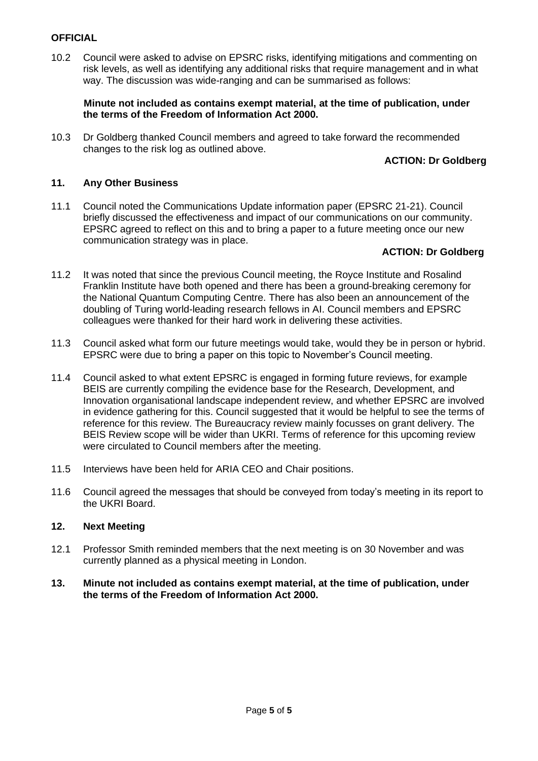**OFFICIAL**

10.2 Council were asked to advise on EPSRC risks, identifying mitigations and commenting on risk levels, as well as identifying any additional risks that require management and in what way. The discussion was wide-ranging and can be summarised as follows:

**Minute not included as contains exempt material, at the time of publication, under the terms of the Freedom of Information Act 2000.**

10.3 Dr Goldberg thanked Council members and agreed to take forward the recommended changes to the risk log as outlined above.

**ACTION: Dr Goldberg**

## 11. Any Other Business

11.1 Council noted the Communications Update information paper (EPSRC 21-21). Council briefly discussed the effectiveness and impact of our communications on our community. EPSRC agreed to reflect on this and to bring a paper to a future meeting once our new communication strategy was in place.

**ACTION: Dr Goldberg**

11.2 It was noted that since the previous Council meeting, the Royce Institute and Rosalind Franklin Institute have both opened and there has been a ground-breaking ceremony for the National Quantum Computing Centre. There has also been an announcement of the doubling of Turing world-leading research fellows in AI. Council members and EPSRC colleagues were thanked for their hard work in delivering these activities.

11.3 Council asked what form our future meetings would take, would they be in person or hybrid. EPSRC were due to bring a paper on this topic to November's Council meeting.

11.4 Council asked to what extent EPSRC is engaged in forming future reviews, for example BEIS are currently compiling the evidence base for the Research, Development, and Innovation organisational landscape independent review, and whether EPSRC are involved in evidence gathering for this. Council suggested that it would be helpful to see the terms of reference for this review. The Bureaucracy review mainly focusses on grant delivery. The BEIS Review scope will be wider than UKRI. Terms of reference for this upcoming review were circulated to Council members after the meeting.

11.5 Interviews have been held for ARIA CEO and Chair positions.

11.6 Council agreed the messages that should be conveyed from today's meeting in its report to the UKRI Board.

## 12. Next Meeting

12.1 Professor Smith reminded members that the next meeting is on 30 November and was currently planned as a physical meeting in London.

## 13. Minute not included as contains exempt material, at the time of publication, under the terms of the Freedom of Information Act 2000.